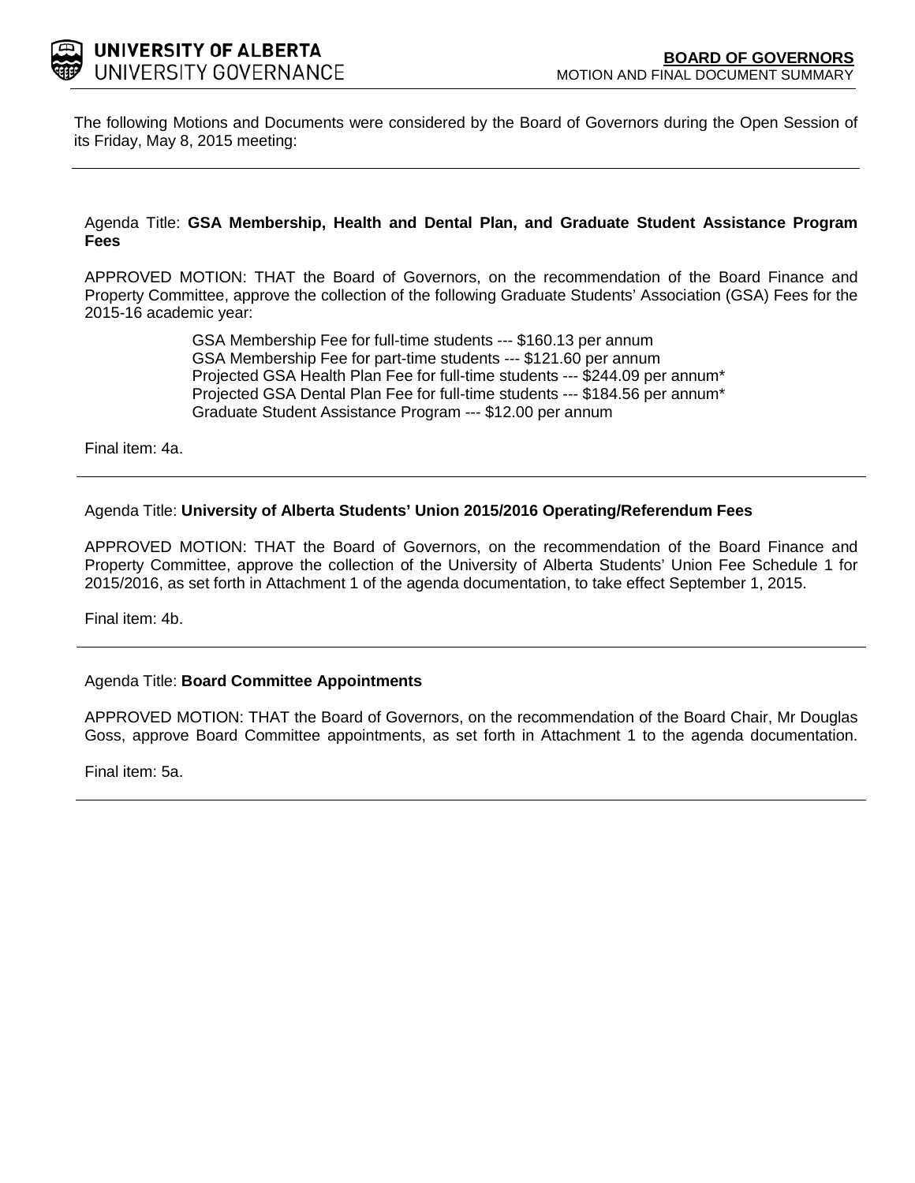**UNIVERSITY OF ALBERTA**
UNIVERSITY GOVERNANCE

**BOARD OF GOVERNORS**
MOTION AND FINAL DOCUMENT SUMMARY

The following Motions and Documents were considered by the Board of Governors during the Open Session of its Friday, May 8, 2015 meeting:

---

Agenda Title: **GSA Membership, Health and Dental Plan, and Graduate Student Assistance Program Fees**

APPROVED MOTION: THAT the Board of Governors, on the recommendation of the Board Finance and Property Committee, approve the collection of the following Graduate Students' Association (GSA) Fees for the 2015-16 academic year:

GSA Membership Fee for full-time students --- $160.13 per annum
GSA Membership Fee for part-time students --- $121.60 per annum
Projected GSA Health Plan Fee for full-time students --- $244.09 per annum*
Projected GSA Dental Plan Fee for full-time students --- $184.56 per annum*
Graduate Student Assistance Program --- $12.00 per annum

Final item: 4a.

---

Agenda Title: **University of Alberta Students' Union 2015/2016 Operating/Referendum Fees**

APPROVED MOTION: THAT the Board of Governors, on the recommendation of the Board Finance and Property Committee, approve the collection of the University of Alberta Students' Union Fee Schedule 1 for 2015/2016, as set forth in Attachment 1 of the agenda documentation, to take effect September 1, 2015.

Final item: 4b.

---

Agenda Title: **Board Committee Appointments**

APPROVED MOTION: THAT the Board of Governors, on the recommendation of the Board Chair, Mr Douglas Goss, approve Board Committee appointments, as set forth in Attachment 1 to the agenda documentation.

Final item: 5a.

---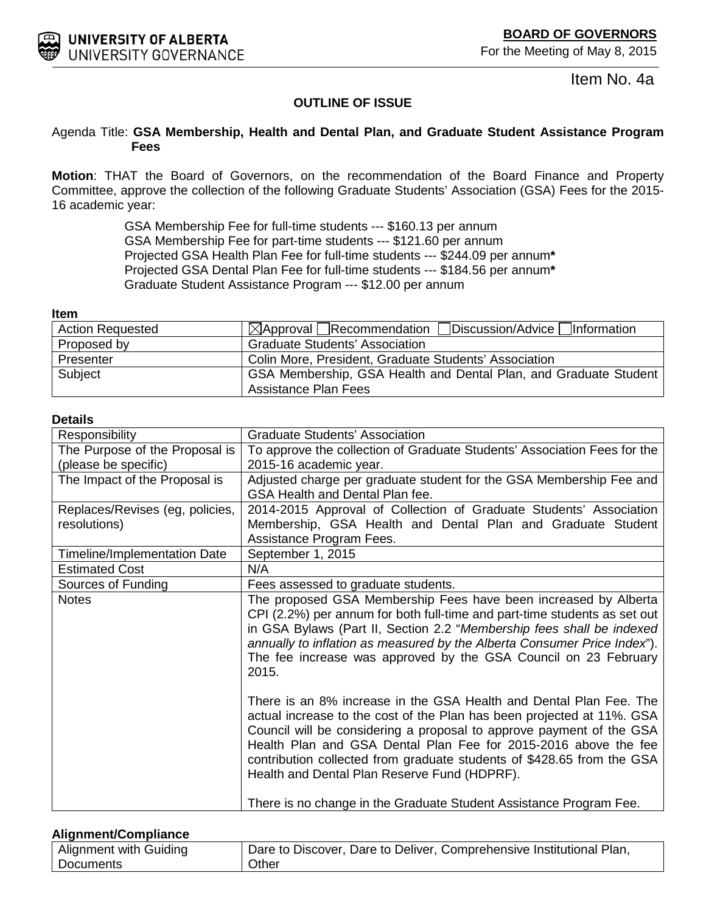**BOARD OF GOVERNORS**

For the Meeting of May 8, 2015

Item No. 4a

### OUTLINE OF ISSUE

Agenda Title: **GSA Membership, Health and Dental Plan, and Graduate Student Assistance Program Fees**

**Motion**: THAT the Board of Governors, on the recommendation of the Board Finance and Property Committee, approve the collection of the following Graduate Students' Association (GSA) Fees for the 2015-16 academic year:

GSA Membership Fee for full-time students --- $160.13 per annum
GSA Membership Fee for part-time students --- $121.60 per annum
Projected GSA Health Plan Fee for full-time students --- $244.09 per annum**\***
Projected GSA Dental Plan Fee for full-time students --- $184.56 per annum**\***
Graduate Student Assistance Program --- $12.00 per annum

**Item**

| | |
|---|---|
| Action Requested | ☒Approval ☐Recommendation ☐Discussion/Advice ☐Information |
| Proposed by | Graduate Students' Association |
| Presenter | Colin More, President, Graduate Students' Association |
| Subject | GSA Membership, GSA Health and Dental Plan, and Graduate Student Assistance Plan Fees |

**Details**

| | |
|---|---|
| Responsibility | Graduate Students' Association |
| The Purpose of the Proposal is (please be specific) | To approve the collection of Graduate Students' Association Fees for the 2015-16 academic year. |
| The Impact of the Proposal is | Adjusted charge per graduate student for the GSA Membership Fee and GSA Health and Dental Plan fee. |
| Replaces/Revises (eg, policies, resolutions) | 2014-2015 Approval of Collection of Graduate Students' Association Membership, GSA Health and Dental Plan and Graduate Student Assistance Program Fees. |
| Timeline/Implementation Date | September 1, 2015 |
| Estimated Cost | N/A |
| Sources of Funding | Fees assessed to graduate students. |
| Notes | The proposed GSA Membership Fees have been increased by Alberta CPI (2.2%) per annum for both full-time and part-time students as set out in GSA Bylaws (Part II, Section 2.2 "*Membership fees shall be indexed annually to inflation as measured by the Alberta Consumer Price Index*"). The fee increase was approved by the GSA Council on 23 February 2015.<br><br>There is an 8% increase in the GSA Health and Dental Plan Fee. The actual increase to the cost of the Plan has been projected at 11%. GSA Council will be considering a proposal to approve payment of the GSA Health Plan and GSA Dental Plan Fee for 2015-2016 above the fee contribution collected from graduate students of $428.65 from the GSA Health and Dental Plan Reserve Fund (HDPRF).<br><br>There is no change in the Graduate Student Assistance Program Fee. |

**Alignment/Compliance**

| | |
|---|---|
| Alignment with Guiding Documents | Dare to Discover, Dare to Deliver, Comprehensive Institutional Plan, Other |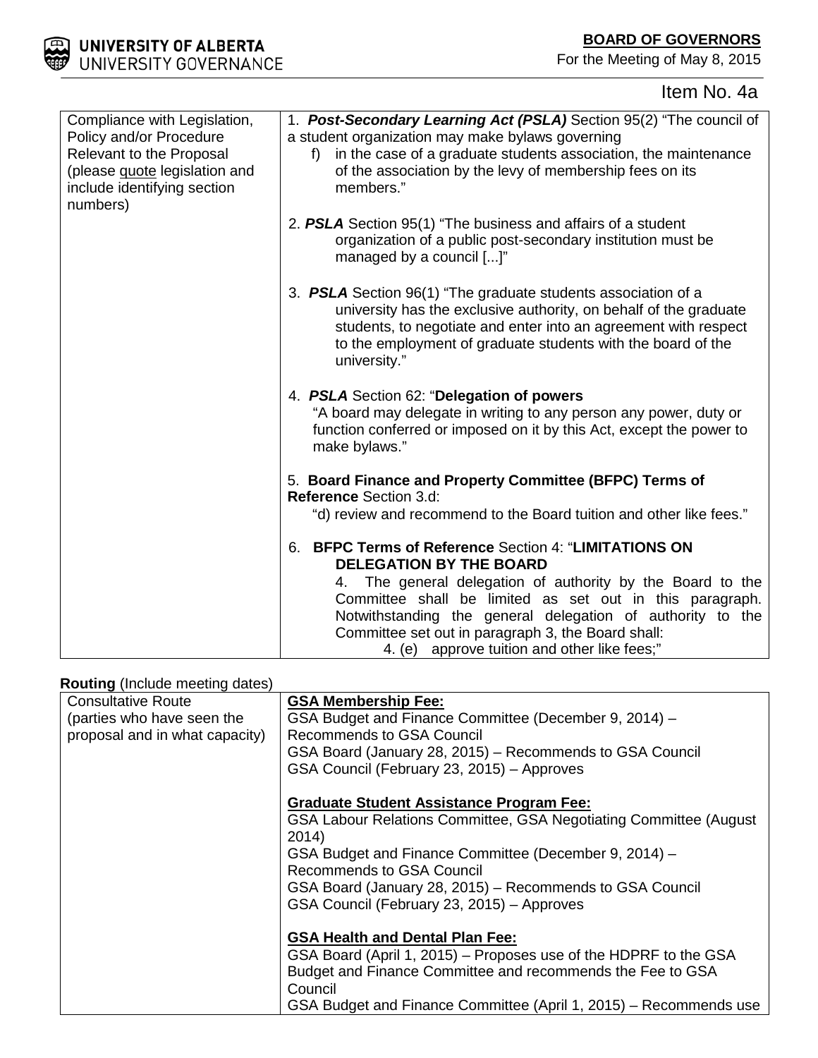Item No. 4a

| Compliance with Legislation, Policy and/or Procedure Relevant to the Proposal (please quote legislation and include identifying section numbers) | 1. ***Post-Secondary Learning Act (PSLA)*** Section 95(2) "The council of a student organization may make bylaws governing<br>f) in the case of a graduate students association, the maintenance of the association by the levy of membership fees on its members."<br><br>2. ***PSLA*** Section 95(1) "The business and affairs of a student organization of a public post-secondary institution must be managed by a council [...]"<br><br>3. ***PSLA*** Section 96(1) "The graduate students association of a university has the exclusive authority, on behalf of the graduate students, to negotiate and enter into an agreement with respect to the employment of graduate students with the board of the university."<br><br>4. ***PSLA*** Section 62: "**Delegation of powers**<br>"A board may delegate in writing to any person any power, duty or function conferred or imposed on it by this Act, except the power to make bylaws."<br><br>5. **Board Finance and Property Committee (BFPC) Terms of Reference** Section 3.d:<br>"d) review and recommend to the Board tuition and other like fees."<br><br>6. **BFPC Terms of Reference** Section 4: "**LIMITATIONS ON DELEGATION BY THE BOARD**<br>4. The general delegation of authority by the Board to the Committee shall be limited as set out in this paragraph. Notwithstanding the general delegation of authority to the Committee set out in paragraph 3, the Board shall:<br>4. (e) approve tuition and other like fees;" |
|---|---|

**Routing** (Include meeting dates)

| Consultative Route (parties who have seen the proposal and in what capacity) | **GSA Membership Fee:**<br>GSA Budget and Finance Committee (December 9, 2014) – Recommends to GSA Council<br>GSA Board (January 28, 2015) – Recommends to GSA Council<br>GSA Council (February 23, 2015) – Approves<br><br>**Graduate Student Assistance Program Fee:**<br>GSA Labour Relations Committee, GSA Negotiating Committee (August 2014)<br>GSA Budget and Finance Committee (December 9, 2014) – Recommends to GSA Council<br>GSA Board (January 28, 2015) – Recommends to GSA Council<br>GSA Council (February 23, 2015) – Approves<br><br>**GSA Health and Dental Plan Fee:**<br>GSA Board (April 1, 2015) – Proposes use of the HDPRF to the GSA Budget and Finance Committee and recommends the Fee to GSA Council<br>GSA Budget and Finance Committee (April 1, 2015) – Recommends use |
|---|---|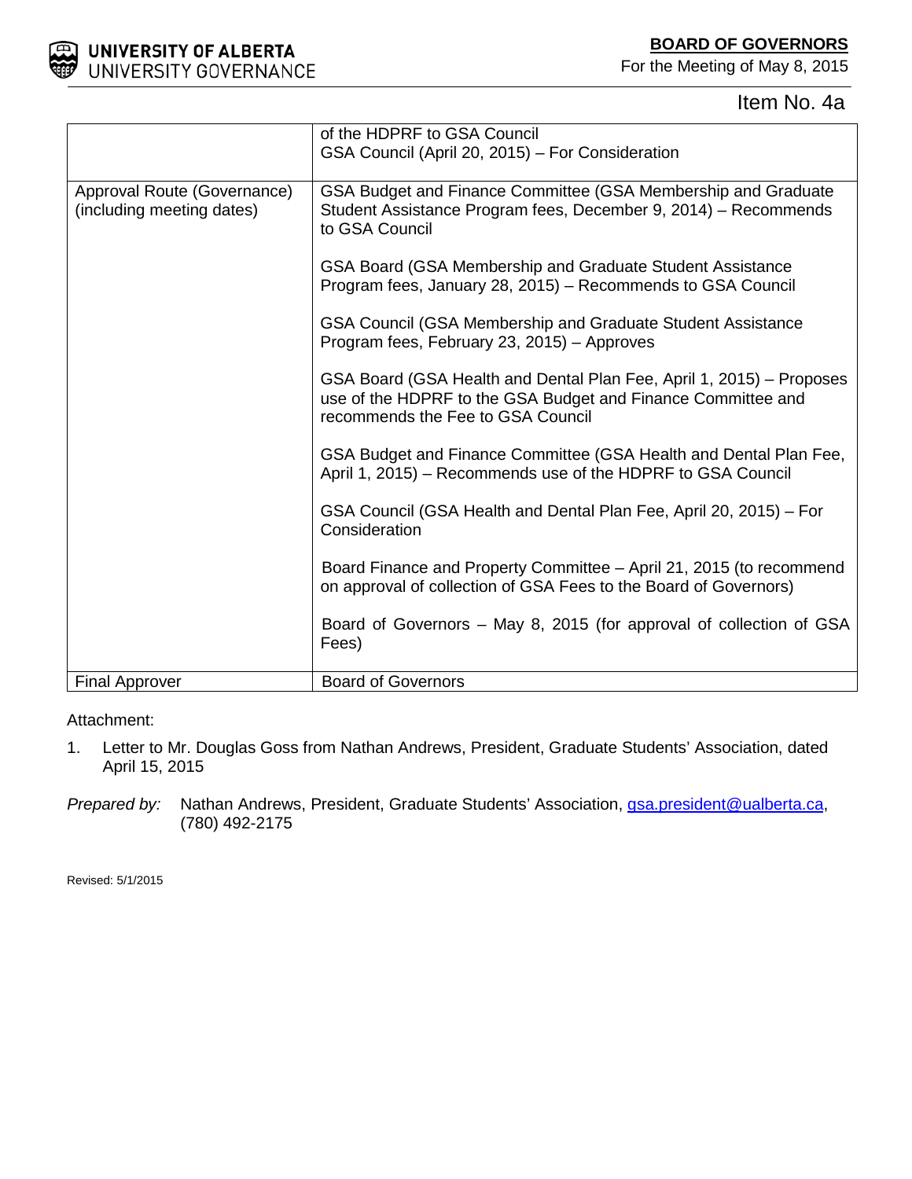| | |
|---|---|
| | of the HDPRF to GSA Council<br>GSA Council (April 20, 2015) – For Consideration |
| Approval Route (Governance) (including meeting dates) | GSA Budget and Finance Committee (GSA Membership and Graduate Student Assistance Program fees, December 9, 2014) – Recommends to GSA Council<br><br>GSA Board (GSA Membership and Graduate Student Assistance Program fees, January 28, 2015) – Recommends to GSA Council<br><br>GSA Council (GSA Membership and Graduate Student Assistance Program fees, February 23, 2015) – Approves<br><br>GSA Board (GSA Health and Dental Plan Fee, April 1, 2015) – Proposes use of the HDPRF to the GSA Budget and Finance Committee and recommends the Fee to GSA Council<br><br>GSA Budget and Finance Committee (GSA Health and Dental Plan Fee, April 1, 2015) – Recommends use of the HDPRF to GSA Council<br><br>GSA Council (GSA Health and Dental Plan Fee, April 20, 2015) – For Consideration<br><br>Board Finance and Property Committee – April 21, 2015 (to recommend on approval of collection of GSA Fees to the Board of Governors)<br><br>Board of Governors – May 8, 2015 (for approval of collection of GSA Fees) |
| Final Approver | Board of Governors |

Attachment:

1. Letter to Mr. Douglas Goss from Nathan Andrews, President, Graduate Students' Association, dated April 15, 2015

*Prepared by:* Nathan Andrews, President, Graduate Students' Association, gsa.president@ualberta.ca, (780) 492-2175

Revised: 5/1/2015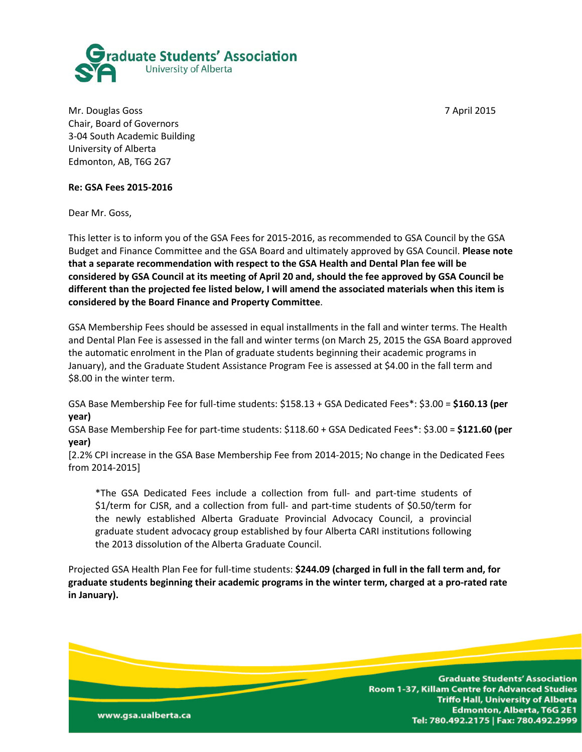Mr. Douglas Goss
Chair, Board of Governors
3-04 South Academic Building
University of Alberta
Edmonton, AB, T6G 2G7

7 April 2015

**Re: GSA Fees 2015-2016**

Dear Mr. Goss,

This letter is to inform you of the GSA Fees for 2015-2016, as recommended to GSA Council by the GSA Budget and Finance Committee and the GSA Board and ultimately approved by GSA Council. **Please note that a separate recommendation with respect to the GSA Health and Dental Plan fee will be considered by GSA Council at its meeting of April 20 and, should the fee approved by GSA Council be different than the projected fee listed below, I will amend the associated materials when this item is considered by the Board Finance and Property Committee**.

GSA Membership Fees should be assessed in equal installments in the fall and winter terms. The Health and Dental Plan Fee is assessed in the fall and winter terms (on March 25, 2015 the GSA Board approved the automatic enrolment in the Plan of graduate students beginning their academic programs in January), and the Graduate Student Assistance Program Fee is assessed at $4.00 in the fall term and $8.00 in the winter term.

GSA Base Membership Fee for full-time students: $158.13 + GSA Dedicated Fees*: $3.00 = **$160.13 (per year)**
GSA Base Membership Fee for part-time students: $118.60 + GSA Dedicated Fees*: $3.00 = **$121.60 (per year)**
[2.2% CPI increase in the GSA Base Membership Fee from 2014-2015; No change in the Dedicated Fees from 2014-2015]

> *The GSA Dedicated Fees include a collection from full- and part-time students of $1/term for CJSR, and a collection from full- and part-time students of $0.50/term for the newly established Alberta Graduate Provincial Advocacy Council, a provincial graduate student advocacy group established by four Alberta CARI institutions following the 2013 dissolution of the Alberta Graduate Council.

Projected GSA Health Plan Fee for full-time students: **$244.09 (charged in full in the fall term and, for graduate students beginning their academic programs in the winter term, charged at a pro-rated rate in January).**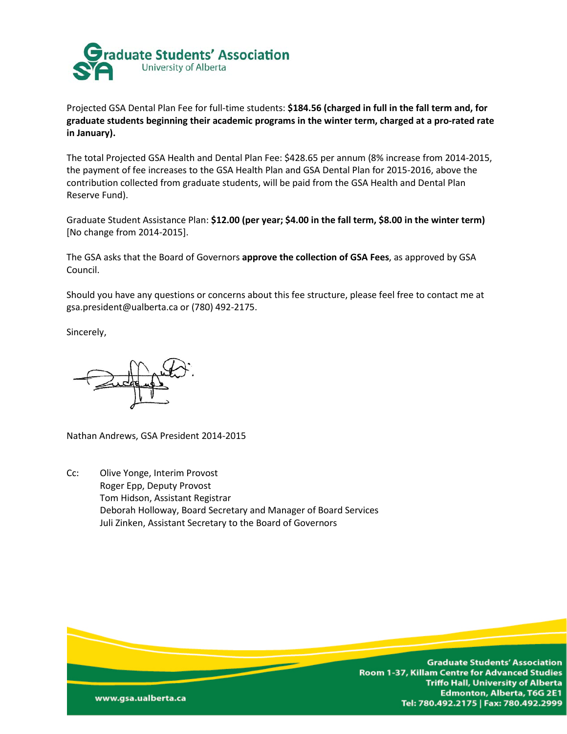Projected GSA Dental Plan Fee for full-time students: **$184.56 (charged in full in the fall term and, for graduate students beginning their academic programs in the winter term, charged at a pro-rated rate in January).**

The total Projected GSA Health and Dental Plan Fee: $428.65 per annum (8% increase from 2014-2015, the payment of fee increases to the GSA Health Plan and GSA Dental Plan for 2015-2016, above the contribution collected from graduate students, will be paid from the GSA Health and Dental Plan Reserve Fund).

Graduate Student Assistance Plan: **$12.00 (per year; $4.00 in the fall term, $8.00 in the winter term)** [No change from 2014-2015].

The GSA asks that the Board of Governors **approve the collection of GSA Fees**, as approved by GSA Council.

Should you have any questions or concerns about this fee structure, please feel free to contact me at gsa.president@ualberta.ca or (780) 492-2175.

Sincerely,

Nathan Andrews, GSA President 2014-2015

Cc: Olive Yonge, Interim Provost
Roger Epp, Deputy Provost
Tom Hidson, Assistant Registrar
Deborah Holloway, Board Secretary and Manager of Board Services
Juli Zinken, Assistant Secretary to the Board of Governors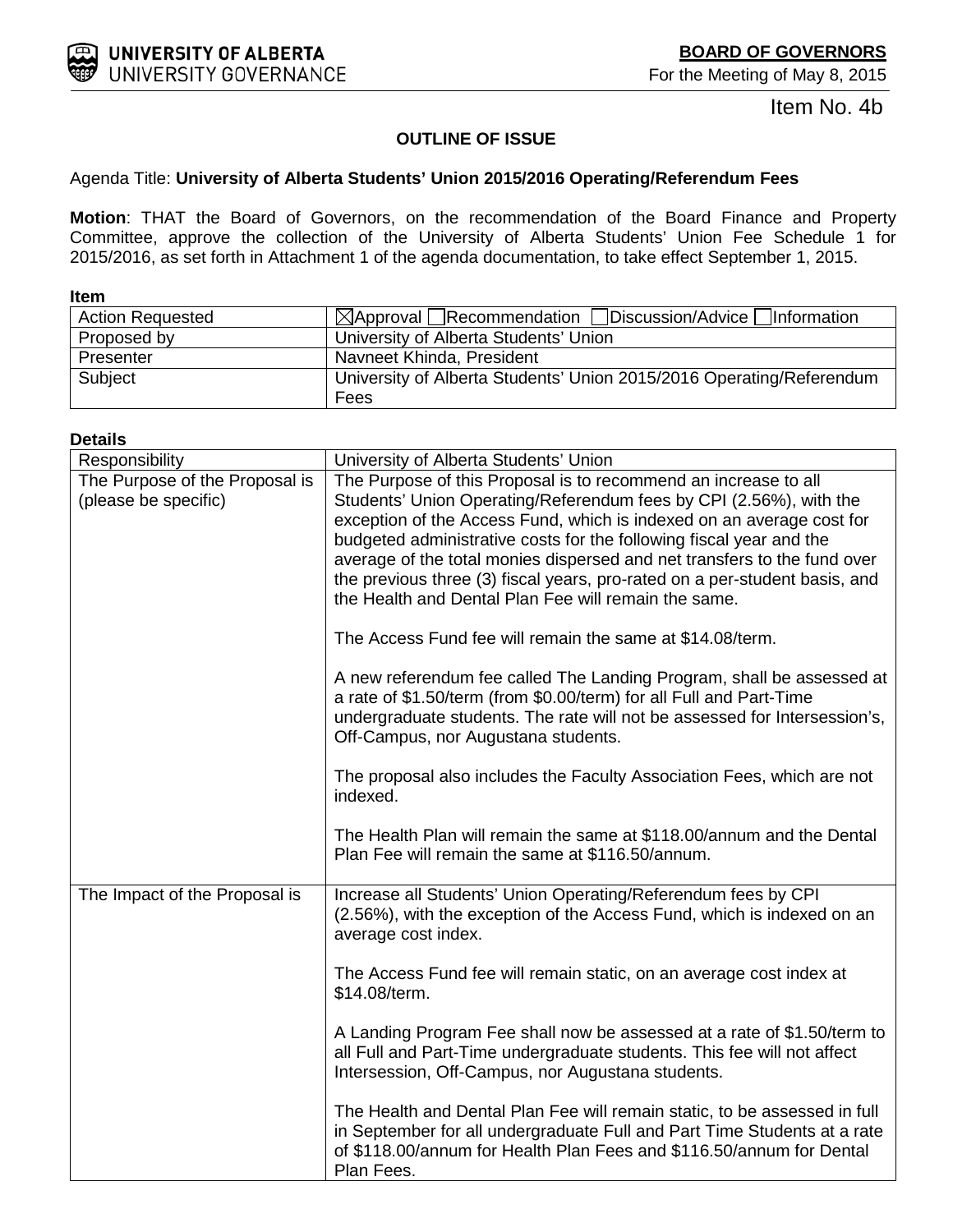UNIVERSITY OF ALBERTA
UNIVERSITY GOVERNANCE

**BOARD OF GOVERNORS**
For the Meeting of May 8, 2015

Item No. 4b

### OUTLINE OF ISSUE

Agenda Title: **University of Alberta Students' Union 2015/2016 Operating/Referendum Fees**

**Motion**: THAT the Board of Governors, on the recommendation of the Board Finance and Property Committee, approve the collection of the University of Alberta Students' Union Fee Schedule 1 for 2015/2016, as set forth in Attachment 1 of the agenda documentation, to take effect September 1, 2015.

**Item**

| | |
|---|---|
| Action Requested | ☒Approval ☐Recommendation ☐Discussion/Advice ☐Information |
| Proposed by | University of Alberta Students' Union |
| Presenter | Navneet Khinda, President |
| Subject | University of Alberta Students' Union 2015/2016 Operating/Referendum Fees |

**Details**

| | |
|---|---|
| Responsibility | University of Alberta Students' Union |
| The Purpose of the Proposal is (please be specific) | The Purpose of this Proposal is to recommend an increase to all Students' Union Operating/Referendum fees by CPI (2.56%), with the exception of the Access Fund, which is indexed on an average cost for budgeted administrative costs for the following fiscal year and the average of the total monies dispersed and net transfers to the fund over the previous three (3) fiscal years, pro-rated on a per-student basis, and the Health and Dental Plan Fee will remain the same.<br><br>The Access Fund fee will remain the same at \$14.08/term.<br><br>A new referendum fee called The Landing Program, shall be assessed at a rate of \$1.50/term (from \$0.00/term) for all Full and Part-Time undergraduate students. The rate will not be assessed for Intersession's, Off-Campus, nor Augustana students.<br><br>The proposal also includes the Faculty Association Fees, which are not indexed.<br><br>The Health Plan will remain the same at \$118.00/annum and the Dental Plan Fee will remain the same at \$116.50/annum. |
| The Impact of the Proposal is | Increase all Students' Union Operating/Referendum fees by CPI (2.56%), with the exception of the Access Fund, which is indexed on an average cost index.<br><br>The Access Fund fee will remain static, on an average cost index at \$14.08/term.<br><br>A Landing Program Fee shall now be assessed at a rate of \$1.50/term to all Full and Part-Time undergraduate students. This fee will not affect Intersession, Off-Campus, nor Augustana students.<br><br>The Health and Dental Plan Fee will remain static, to be assessed in full in September for all undergraduate Full and Part Time Students at a rate of \$118.00/annum for Health Plan Fees and \$116.50/annum for Dental Plan Fees. |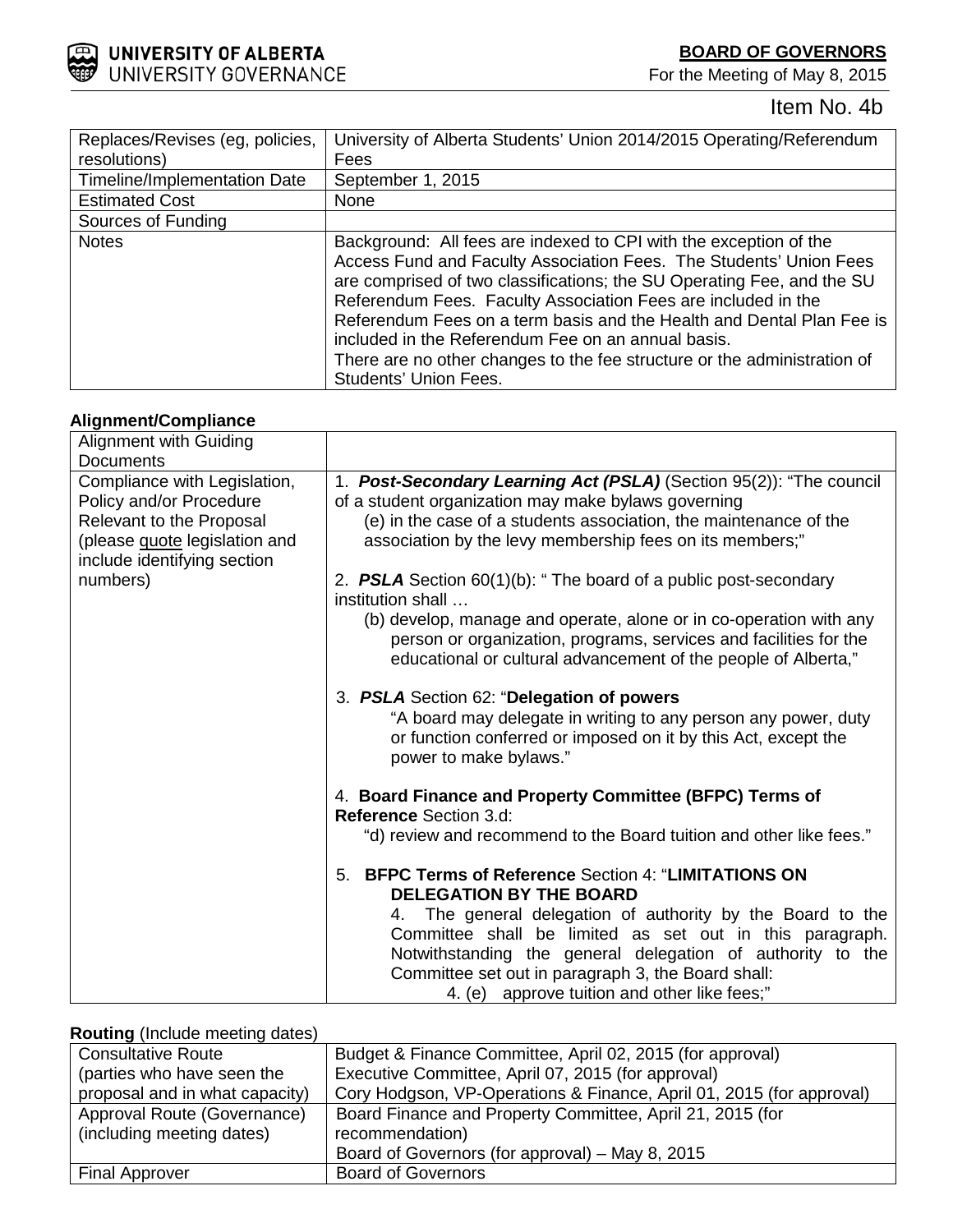**UNIVERSITY OF ALBERTA**
UNIVERSITY GOVERNANCE

**BOARD OF GOVERNORS**
For the Meeting of May 8, 2015

Item No. 4b

| | |
|---|---|
| Replaces/Revises (eg, policies, resolutions) | University of Alberta Students' Union 2014/2015 Operating/Referendum Fees |
| Timeline/Implementation Date | September 1, 2015 |
| Estimated Cost | None |
| Sources of Funding | |
| Notes | Background: All fees are indexed to CPI with the exception of the Access Fund and Faculty Association Fees. The Students' Union Fees are comprised of two classifications; the SU Operating Fee, and the SU Referendum Fees. Faculty Association Fees are included in the Referendum Fees on a term basis and the Health and Dental Plan Fee is included in the Referendum Fee on an annual basis.<br>There are no other changes to the fee structure or the administration of Students' Union Fees. |

**Alignment/Compliance**

| | |
|---|---|
| Alignment with Guiding Documents | |
| Compliance with Legislation, Policy and/or Procedure Relevant to the Proposal (please quote legislation and include identifying section numbers) | 1. ***Post-Secondary Learning Act (PSLA)*** (Section 95(2)): "The council of a student organization may make bylaws governing (e) in the case of a students association, the maintenance of the association by the levy membership fees on its members;"<br><br>2. ***PSLA*** Section 60(1)(b): " The board of a public post-secondary institution shall … (b) develop, manage and operate, alone or in co-operation with any person or organization, programs, services and facilities for the educational or cultural advancement of the people of Alberta,"<br><br>3. ***PSLA*** Section 62: "**Delegation of powers** "A board may delegate in writing to any person any power, duty or function conferred or imposed on it by this Act, except the power to make bylaws."<br><br>4. **Board Finance and Property Committee (BFPC) Terms of Reference** Section 3.d: "d) review and recommend to the Board tuition and other like fees."<br><br>5. **BFPC Terms of Reference** Section 4: "**LIMITATIONS ON DELEGATION BY THE BOARD** 4. The general delegation of authority by the Board to the Committee shall be limited as set out in this paragraph. Notwithstanding the general delegation of authority to the Committee set out in paragraph 3, the Board shall: 4. (e) approve tuition and other like fees;" |

**Routing** (Include meeting dates)

| | |
|---|---|
| Consultative Route (parties who have seen the proposal and in what capacity) | Budget & Finance Committee, April 02, 2015 (for approval)<br>Executive Committee, April 07, 2015 (for approval)<br>Cory Hodgson, VP-Operations & Finance, April 01, 2015 (for approval) |
| Approval Route (Governance) (including meeting dates) | Board Finance and Property Committee, April 21, 2015 (for recommendation)<br>Board of Governors (for approval) – May 8, 2015 |
| Final Approver | Board of Governors |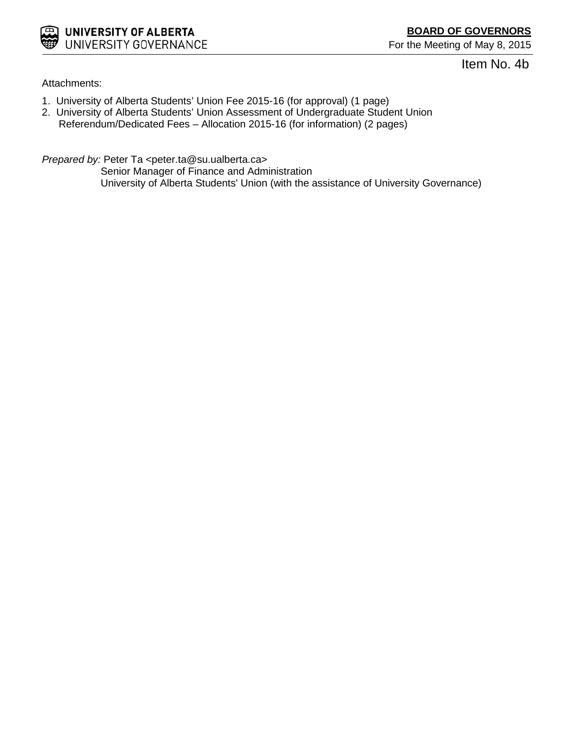Item No. 4b

Attachments:

1. University of Alberta Students' Union Fee 2015-16 (for approval) (1 page)
2. University of Alberta Students' Union Assessment of Undergraduate Student Union Referendum/Dedicated Fees – Allocation 2015-16 (for information) (2 pages)

*Prepared by:* Peter Ta <peter.ta@su.ualberta.ca>
Senior Manager of Finance and Administration
University of Alberta Students' Union (with the assistance of University Governance)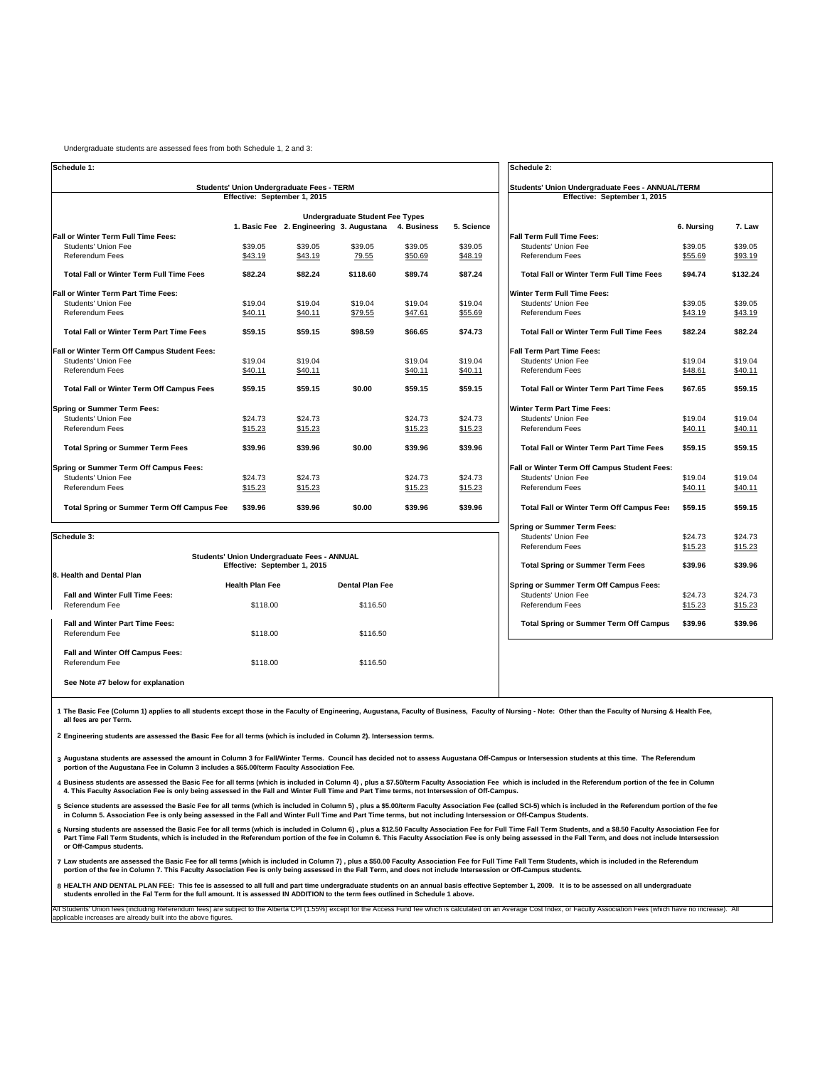Undergraduate students are assessed fees from both Schedule 1, 2 and 3:

## Schedule 1:

**Students' Union Undergraduate Fees - TERM**
**Effective: September 1, 2015**

| | Undergraduate Student Fee Types | | | | |
|---|---|---|---|---|---|
| | 1. Basic Fee | 2. Engineering | 3. Augustana | 4. Business | 5. Science |
| **Fall or Winter Term Full Time Fees:** | | | | | |
| Students' Union Fee | $39.05 | $39.05 | $39.05 | $39.05 | $39.05 |
| Referendum Fees | $43.19 | $43.19 | 79.55 | $50.69 | $48.19 |
| **Total Fall or Winter Term Full Time Fees** | **$82.24** | **$82.24** | **$118.60** | **$89.74** | **$87.24** |
| **Fall or Winter Term Part Time Fees:** | | | | | |
| Students' Union Fee | $19.04 | $19.04 | $19.04 | $19.04 | $19.04 |
| Referendum Fees | $40.11 | $40.11 | $79.55 | $47.61 | $55.69 |
| **Total Fall or Winter Term Part Time Fees** | **$59.15** | **$59.15** | **$98.59** | **$66.65** | **$74.73** |
| **Fall or Winter Term Off Campus Student Fees:** | | | | | |
| Students' Union Fee | $19.04 | $19.04 | | $19.04 | $19.04 |
| Referendum Fees | $40.11 | $40.11 | | $40.11 | $40.11 |
| **Total Fall or Winter Term Off Campus Fees** | **$59.15** | **$59.15** | **$0.00** | **$59.15** | **$59.15** |
| **Spring or Summer Term Fees:** | | | | | |
| Students' Union Fee | $24.73 | $24.73 | | $24.73 | $24.73 |
| Referendum Fees | $15.23 | $15.23 | | $15.23 | $15.23 |
| **Total Spring or Summer Term Fees** | **$39.96** | **$39.96** | **$0.00** | **$39.96** | **$39.96** |
| **Spring or Summer Term Off Campus Fees:** | | | | | |
| Students' Union Fee | $24.73 | $24.73 | | $24.73 | $24.73 |
| Referendum Fees | $15.23 | $15.23 | | $15.23 | $15.23 |
| **Total Spring or Summer Term Off Campus Fee** | **$39.96** | **$39.96** | **$0.00** | **$39.96** | **$39.96** |

## Schedule 2:

**Students' Union Undergraduate Fees - ANNUAL/TERM**
**Effective: September 1, 2015**

| | 6. Nursing | 7. Law |
|---|---|---|
| **Fall Term Full Time Fees:** | | |
| Students' Union Fee | $39.05 | $39.05 |
| Referendum Fees | $55.69 | $93.19 |
| **Total Fall or Winter Term Full Time Fees** | **$94.74** | **$132.24** |
| **Winter Term Full Time Fees:** | | |
| Students' Union Fee | $39.05 | $39.05 |
| Referendum Fees | $43.19 | $43.19 |
| **Total Fall or Winter Term Full Time Fees** | **$82.24** | **$82.24** |
| **Fall Term Part Time Fees:** | | |
| Students' Union Fee | $19.04 | $19.04 |
| Referendum Fees | $48.61 | $40.11 |
| **Total Fall or Winter Term Part Time Fees** | **$67.65** | **$59.15** |
| **Winter Term Part Time Fees:** | | |
| Students' Union Fee | $19.04 | $19.04 |
| Referendum Fees | $40.11 | $40.11 |
| **Total Fall or Winter Term Part Time Fees** | **$59.15** | **$59.15** |
| **Fall or Winter Term Off Campus Student Fees:** | | |
| Students' Union Fee | $19.04 | $19.04 |
| Referendum Fees | $40.11 | $40.11 |
| **Total Fall or Winter Term Off Campus Fees** | **$59.15** | **$59.15** |
| **Spring or Summer Term Fees:** | | |
| Students' Union Fee | $24.73 | $24.73 |
| Referendum Fees | $15.23 | $15.23 |
| **Total Spring or Summer Term Fees** | **$39.96** | **$39.96** |
| **Spring or Summer Term Off Campus Fees:** | | |
| Students' Union Fee | $24.73 | $24.73 |
| Referendum Fees | $15.23 | $15.23 |
| **Total Spring or Summer Term Off Campus** | **$39.96** | **$39.96** |

## Schedule 3:

**Students' Union Undergraduate Fees - ANNUAL**
**Effective: September 1, 2015**

| 8. Health and Dental Plan | Health Plan Fee | Dental Plan Fee |
|---|---|---|
| **Fall and Winter Full Time Fees:** | | |
| Referendum Fee | $118.00 | $116.50 |
| **Fall and Winter Part Time Fees:** | | |
| Referendum Fee | $118.00 | $116.50 |
| **Fall and Winter Off Campus Fees:** | | |
| Referendum Fee | $118.00 | $116.50 |

**See Note #7 below for explanation**

**1 The Basic Fee (Column 1) applies to all students except those in the Faculty of Engineering, Augustana, Faculty of Business, Faculty of Nursing - Note: Other than the Faculty of Nursing & Health Fee, all fees are per Term.**

**2 Engineering students are assessed the Basic Fee for all terms (which is included in Column 2). Intersession terms.**

**3 Augustana students are assessed the amount in Column 3 for Fall/Winter Terms. Council has decided not to assess Augustana Off-Campus or Intersession students at this time. The Referendum portion of the Augustana Fee in Column 3 includes a $65.00/term Faculty Association Fee.**

**4 Business students are assessed the Basic Fee for all terms (which is included in Column 4), plus a $7.50/term Faculty Association Fee which is included in the Referendum portion of the fee in Column 4. This Faculty Association Fee is only being assessed in the Fall and Winter Full Time and Part Time terms, not Intersession of Off-Campus.**

**5 Science students are assessed the Basic Fee for all terms (which is included in Column 5), plus a $5.00/term Faculty Association Fee (called SCI-5) which is included in the Referendum portion of the fee in Column 5. Association Fee is only being assessed in the Fall and Winter Full Time and Part Time terms, but not including Intersession or Off-Campus Students.**

**6 Nursing students are assessed the Basic Fee for all terms (which is included in Column 6), plus a $12.50 Faculty Association Fee for Full Time Fall Term Students, and a $8.50 Faculty Association Fee for Part Time Fall Term Students, which is included in the Referendum portion of the fee in Column 6. This Faculty Association Fee is only being assessed in the Fall Term, and does not include Intersession or Off-Campus students.**

**7 Law students are assessed the Basic Fee for all terms (which is included in Column 7), plus a $50.00 Faculty Association Fee for Full Time Fall Term Students, which is included in the Referendum portion of the fee in Column 7. This Faculty Association Fee is only being assessed in the Fall Term, and does not include Intersession or Off-Campus students.**

**8 HEALTH AND DENTAL PLAN FEE: This fee is assessed to all full and part time undergraduate students on an annual basis effective September 1, 2009. It is to be assessed on all undergraduate students enrolled in the Fal Term for the full amount. It is assessed IN ADDITION to the term fees outlined in Schedule 1 above.**

All Students' Union fees (including Referendum fees) are subject to the Alberta CPI (1.55%) except for the Access Fund fee which is calculated on an Average Cost Index, or Faculty Association Fees (which have no increase). All applicable increases are already built into the above figures.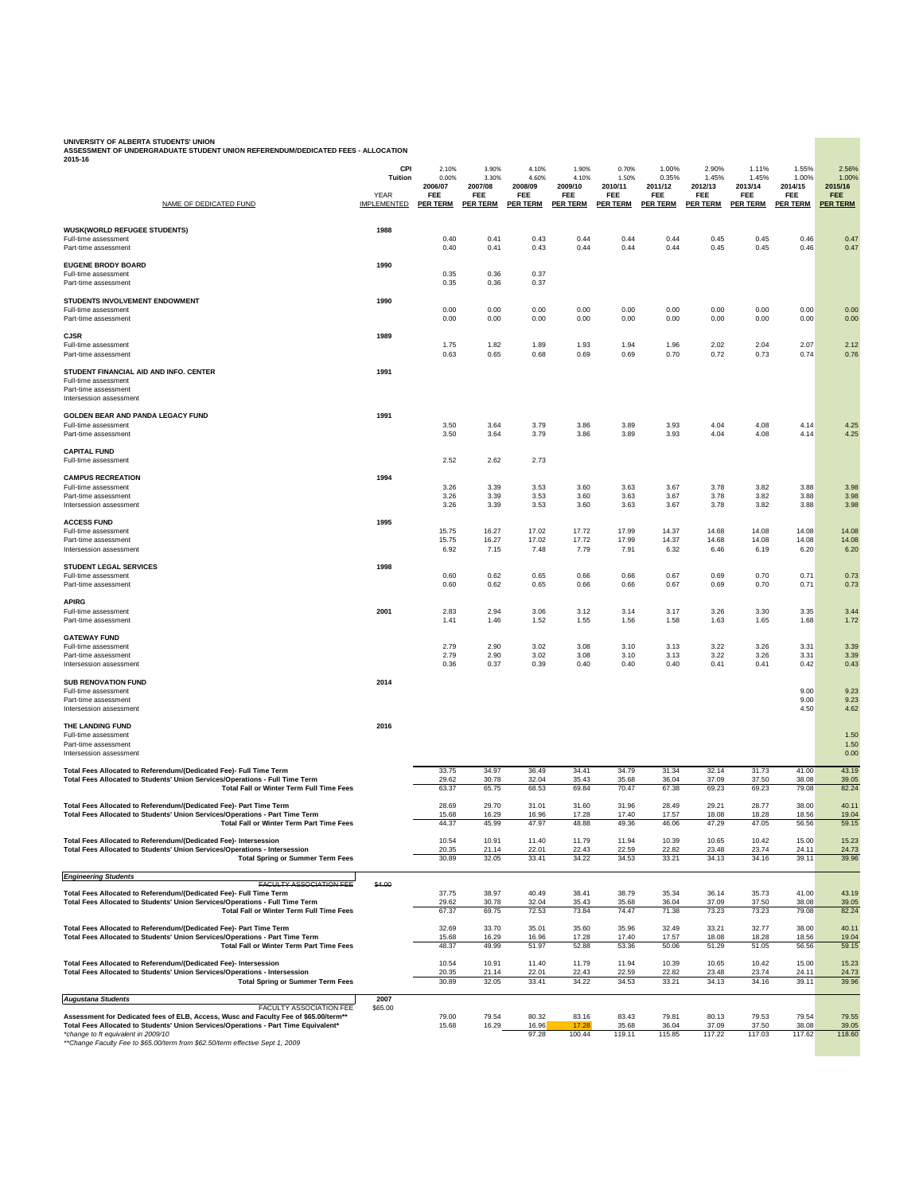**UNIVERSITY OF ALBERTA STUDENTS' UNION**
**ASSESSMENT OF UNDERGRADUATE STUDENT UNION REFERENDUM/DEDICATED FEES - ALLOCATION**
**2015-16**

| NAME OF DEDICATED FUND | YEAR IMPLEMENTED | 2006/07 FEE PER TERM | 2007/08 FEE PER TERM | 2008/09 FEE PER TERM | 2009/10 FEE PER TERM | 2010/11 FEE PER TERM | 2011/12 FEE PER TERM | 2012/13 FEE PER TERM | 2013/14 FEE PER TERM | 2014/15 FEE PER TERM | 2015/16 FEE PER TERM |
|---|---|---|---|---|---|---|---|---|---|---|---|
| CPI | | 2.10% | 3.90% | 4.10% | 1.90% | 0.70% | 1.00% | 2.90% | 1.11% | 1.55% | 2.56% |
| Tuition | | 0.00% | 3.30% | 4.60% | 4.10% | 1.50% | 0.35% | 1.45% | 1.45% | 1.00% | 1.00% |
| **WUSK(WORLD REFUGEE STUDENTS)** | **1988** | | | | | | | | | | |
| Full-time assessment | | 0.40 | 0.41 | 0.43 | 0.44 | 0.44 | 0.44 | 0.45 | 0.45 | 0.46 | 0.47 |
| Part-time assessment | | 0.40 | 0.41 | 0.43 | 0.44 | 0.44 | 0.44 | 0.45 | 0.45 | 0.46 | 0.47 |
| **EUGENE BRODY BOARD** | **1990** | | | | | | | | | | |
| Full-time assessment | | 0.35 | 0.36 | 0.37 | | | | | | | |
| Part-time assessment | | 0.35 | 0.36 | 0.37 | | | | | | | |
| **STUDENTS INVOLVEMENT ENDOWMENT** | **1990** | | | | | | | | | | |
| Full-time assessment | | 0.00 | 0.00 | 0.00 | 0.00 | 0.00 | 0.00 | 0.00 | 0.00 | 0.00 | 0.00 |
| Part-time assessment | | 0.00 | 0.00 | 0.00 | 0.00 | 0.00 | 0.00 | 0.00 | 0.00 | 0.00 | 0.00 |
| **CJSR** | **1989** | | | | | | | | | | |
| Full-time assessment | | 1.75 | 1.82 | 1.89 | 1.93 | 1.94 | 1.96 | 2.02 | 2.04 | 2.07 | 2.12 |
| Part-time assessment | | 0.63 | 0.65 | 0.68 | 0.69 | 0.69 | 0.70 | 0.72 | 0.73 | 0.74 | 0.76 |
| **STUDENT FINANCIAL AID AND INFO. CENTER** | **1991** | | | | | | | | | | |
| Full-time assessment | | | | | | | | | | | |
| Part-time assessment | | | | | | | | | | | |
| Intersession assessment | | | | | | | | | | | |
| **GOLDEN BEAR AND PANDA LEGACY FUND** | **1991** | | | | | | | | | | |
| Full-time assessment | | 3.50 | 3.64 | 3.79 | 3.86 | 3.89 | 3.93 | 4.04 | 4.08 | 4.14 | 4.25 |
| Part-time assessment | | 3.50 | 3.64 | 3.79 | 3.86 | 3.89 | 3.93 | 4.04 | 4.08 | 4.14 | 4.25 |
| **CAPITAL FUND** | | | | | | | | | | | |
| Full-time assessment | | 2.52 | 2.62 | 2.73 | | | | | | | |
| **CAMPUS RECREATION** | **1994** | | | | | | | | | | |
| Full-time assessment | | 3.26 | 3.39 | 3.53 | 3.60 | 3.63 | 3.67 | 3.78 | 3.82 | 3.88 | 3.98 |
| Part-time assessment | | 3.26 | 3.39 | 3.53 | 3.60 | 3.63 | 3.67 | 3.78 | 3.82 | 3.88 | 3.98 |
| Intersession assessment | | 3.26 | 3.39 | 3.53 | 3.60 | 3.63 | 3.67 | 3.78 | 3.82 | 3.88 | 3.98 |
| **ACCESS FUND** | **1995** | | | | | | | | | | |
| Full-time assessment | | 15.75 | 16.27 | 17.02 | 17.72 | 17.99 | 14.37 | 14.68 | 14.08 | 14.08 | 14.08 |
| Part-time assessment | | 15.75 | 16.27 | 17.02 | 17.72 | 17.99 | 14.37 | 14.68 | 14.08 | 14.08 | 14.08 |
| Intersession assessment | | 6.92 | 7.15 | 7.48 | 7.79 | 7.91 | 6.32 | 6.46 | 6.19 | 6.20 | 6.20 |
| **STUDENT LEGAL SERVICES** | **1998** | | | | | | | | | | |
| Full-time assessment | | 0.60 | 0.62 | 0.65 | 0.66 | 0.66 | 0.67 | 0.69 | 0.70 | 0.71 | 0.73 |
| Part-time assessment | | 0.60 | 0.62 | 0.65 | 0.66 | 0.66 | 0.67 | 0.69 | 0.70 | 0.71 | 0.73 |
| **APIRG** | | | | | | | | | | | |
| Full-time assessment | **2001** | 2.83 | 2.94 | 3.06 | 3.12 | 3.14 | 3.17 | 3.26 | 3.30 | 3.35 | 3.44 |
| Part-time assessment | | 1.41 | 1.46 | 1.52 | 1.55 | 1.56 | 1.58 | 1.63 | 1.65 | 1.68 | 1.72 |
| **GATEWAY FUND** | | | | | | | | | | | |
| Full-time assessment | | 2.79 | 2.90 | 3.02 | 3.08 | 3.10 | 3.13 | 3.22 | 3.26 | 3.31 | 3.39 |
| Part-time assessment | | 2.79 | 2.90 | 3.02 | 3.08 | 3.10 | 3.13 | 3.22 | 3.26 | 3.31 | 3.39 |
| Intersession assessment | | 0.36 | 0.37 | 0.39 | 0.40 | 0.40 | 0.40 | 0.41 | 0.41 | 0.42 | 0.43 |
| **SUB RENOVATION FUND** | **2014** | | | | | | | | | | |
| Full-time assessment | | | | | | | | | | 9.00 | 9.23 |
| Part-time assessment | | | | | | | | | | 9.00 | 9.23 |
| Intersession assessment | | | | | | | | | | 4.50 | 4.62 |
| **THE LANDING FUND** | **2016** | | | | | | | | | | |
| Full-time assessment | | | | | | | | | | | 1.50 |
| Part-time assessment | | | | | | | | | | | 1.50 |
| Intersession assessment | | | | | | | | | | | 0.00 |
| **Total Fees Allocated to Referendum/(Dedicated Fee)- Full Time Term** | | 33.75 | 34.97 | 36.49 | 34.41 | 34.79 | 31.34 | 32.14 | 31.73 | 41.00 | 43.19 |
| **Total Fees Allocated to Students' Union Services/Operations - Full Time Term** | | 29.62 | 30.78 | 32.04 | 35.43 | 35.68 | 36.04 | 37.09 | 37.50 | 38.08 | 39.05 |
| **Total Fall or Winter Term Full Time Fees** | | 63.37 | 65.75 | 68.53 | 69.84 | 70.47 | 67.38 | 69.23 | 69.23 | 79.08 | 82.24 |
| **Total Fees Allocated to Referendum/(Dedicated Fee)- Part Time Term** | | 28.69 | 29.70 | 31.01 | 31.60 | 31.96 | 28.49 | 29.21 | 28.77 | 38.00 | 40.11 |
| **Total Fees Allocated to Students' Union Services/Operations - Part Time Term** | | 15.68 | 16.29 | 16.96 | 17.28 | 17.40 | 17.57 | 18.08 | 18.28 | 18.56 | 19.04 |
| **Total Fall or Winter Term Part Time Fees** | | 44.37 | 45.99 | 47.97 | 48.88 | 49.36 | 46.06 | 47.29 | 47.05 | 56.56 | 59.15 |
| **Total Fees Allocated to Referendum/(Dedicated Fee)- Intersession** | | 10.54 | 10.91 | 11.40 | 11.79 | 11.94 | 10.39 | 10.65 | 10.42 | 15.00 | 15.23 |
| **Total Fees Allocated to Students' Union Services/Operations - Intersession** | | 20.35 | 21.14 | 22.01 | 22.43 | 22.59 | 22.82 | 23.48 | 23.74 | 24.11 | 24.73 |
| **Total Spring or Summer Term Fees** | | 30.89 | 32.05 | 33.41 | 34.22 | 34.53 | 33.21 | 34.13 | 34.16 | 39.11 | 39.96 |
| ***Engineering Students*** | | | | | | | | | | | |
| ~~FACULTY ASSOCIATION FEE~~ | ~~$4.00~~ | | | | | | | | | | |
| **Total Fees Allocated to Referendum/(Dedicated Fee)- Full Time Term** | | 37.75 | 38.97 | 40.49 | 38.41 | 38.79 | 35.34 | 36.14 | 35.73 | 41.00 | 43.19 |
| **Total Fees Allocated to Students' Union Services/Operations - Full Time Term** | | 29.62 | 30.78 | 32.04 | 35.43 | 35.68 | 36.04 | 37.09 | 37.50 | 38.08 | 39.05 |
| **Total Fall or Winter Term Full Time Fees** | | 67.37 | 69.75 | 72.53 | 73.84 | 74.47 | 71.38 | 73.23 | 73.23 | 79.08 | 82.24 |
| **Total Fees Allocated to Referendum/(Dedicated Fee)- Part Time Term** | | 32.69 | 33.70 | 35.01 | 35.60 | 35.96 | 32.49 | 33.21 | 32.77 | 38.00 | 40.11 |
| **Total Fees Allocated to Students' Union Services/Operations - Part Time Term** | | 15.68 | 16.29 | 16.96 | 17.28 | 17.40 | 17.57 | 18.08 | 18.28 | 18.56 | 19.04 |
| **Total Fall or Winter Term Part Time Fees** | | 48.37 | 49.99 | 51.97 | 52.88 | 53.36 | 50.06 | 51.29 | 51.05 | 56.56 | 59.15 |
| **Total Fees Allocated to Referendum/(Dedicated Fee)- Intersession** | | 10.54 | 10.91 | 11.40 | 11.79 | 11.94 | 10.39 | 10.65 | 10.42 | 15.00 | 15.23 |
| **Total Fees Allocated to Students' Union Services/Operations - Intersession** | | 20.35 | 21.14 | 22.01 | 22.43 | 22.59 | 22.82 | 23.48 | 23.74 | 24.11 | 24.73 |
| **Total Spring or Summer Term Fees** | | 30.89 | 32.05 | 33.41 | 34.22 | 34.53 | 33.21 | 34.13 | 34.16 | 39.11 | 39.96 |
| ***Augustana Students*** | **2007** | | | | | | | | | | |
| FACULTY ASSOCIATION FEE | $65.00 | | | | | | | | | | |
| **Assessment for Dedicated fees of ELB, Access, Wusc and Faculty Fee of $65.00/term\*\*** | | 79.00 | 79.54 | 80.32 | 83.16 | 83.43 | 79.81 | 80.13 | 79.53 | 79.54 | 79.55 |
| **Total Fees Allocated to Students' Union Services/Operations - Part Time Equivalent\*** | | 15.68 | 16.29 | 16.96 | 17.28 | 35.68 | 36.04 | 37.09 | 37.50 | 38.08 | 39.05 |
| | | | | 97.28 | 100.44 | 119.11 | 115.85 | 117.22 | 117.03 | 117.62 | 118.60 |

*\*change to ft equivalent in 2009/10*
*\*\*Change Faculty Fee to $65.00/term from $62.50/term effective Sept 1, 2009*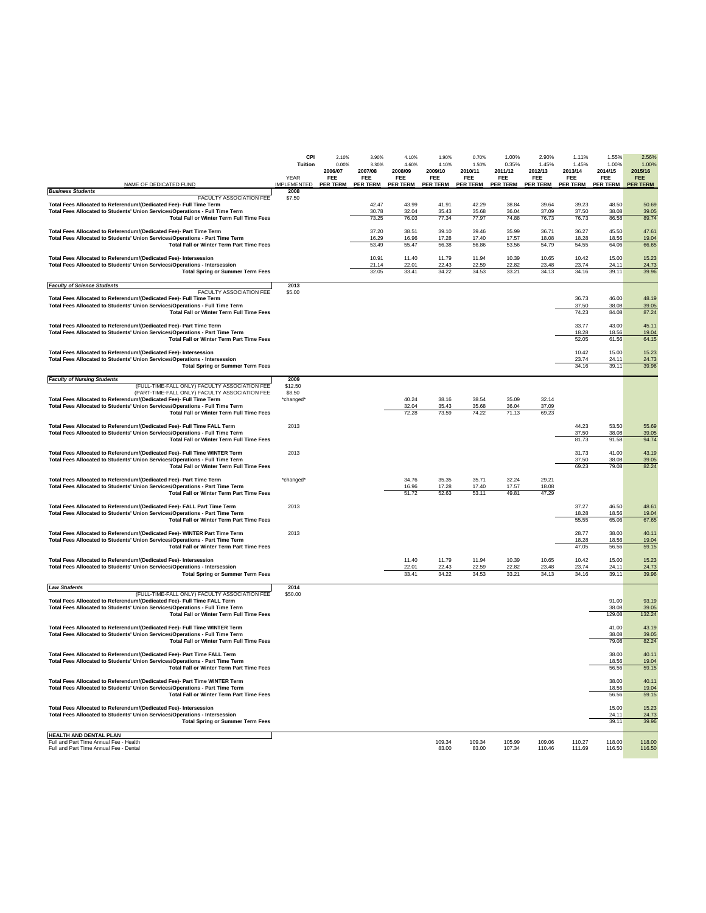| NAME OF DEDICATED FUND | YEAR IMPLEMENTED | 2006/07 FEE PER TERM | 2007/08 FEE PER TERM | 2008/09 FEE PER TERM | 2009/10 FEE PER TERM | 2010/11 FEE PER TERM | 2011/12 FEE PER TERM | 2012/13 FEE PER TERM | 2013/14 FEE PER TERM | 2014/15 FEE PER TERM | 2015/16 FEE PER TERM |
|---|---|---|---|---|---|---|---|---|---|---|---|
| CPI | | 2.10% | 3.90% | 4.10% | 1.90% | 0.70% | 1.00% | 2.90% | 1.11% | 1.55% | 2.56% |
| Tuition | | 0.00% | 3.30% | 4.60% | 4.10% | 1.50% | 0.35% | 1.45% | 1.45% | 1.00% | 1.00% |
| ***Business Students*** | 2008 | | | | | | | | | | |
| FACULTY ASSOCIATION FEE | $7.50 | | | | | | | | | | |
| **Total Fees Allocated to Referendum/(Dedicated Fee)- Full Time Term** | | | 42.47 | 43.99 | 41.91 | 42.29 | 38.84 | 39.64 | 39.23 | 48.50 | 50.69 |
| **Total Fees Allocated to Students' Union Services/Operations - Full Time Term** | | | 30.78 | 32.04 | 35.43 | 35.68 | 36.04 | 37.09 | 37.50 | 38.08 | 39.05 |
| **Total Fall or Winter Term Full Time Fees** | | | 73.25 | 76.03 | 77.34 | 77.97 | 74.88 | 76.73 | 76.73 | 86.58 | 89.74 |
| **Total Fees Allocated to Referendum/(Dedicated Fee)- Part Time Term** | | | 37.20 | 38.51 | 39.10 | 39.46 | 35.99 | 36.71 | 36.27 | 45.50 | 47.61 |
| **Total Fees Allocated to Students' Union Services/Operations - Part Time Term** | | | 16.29 | 16.96 | 17.28 | 17.40 | 17.57 | 18.08 | 18.28 | 18.56 | 19.04 |
| **Total Fall or Winter Term Part Time Fees** | | | 53.49 | 55.47 | 56.38 | 56.86 | 53.56 | 54.79 | 54.55 | 64.06 | 66.65 |
| **Total Fees Allocated to Referendum/(Dedicated Fee)- Intersession** | | | 10.91 | 11.40 | 11.79 | 11.94 | 10.39 | 10.65 | 10.42 | 15.00 | 15.23 |
| **Total Fees Allocated to Students' Union Services/Operations - Intersession** | | | 21.14 | 22.01 | 22.43 | 22.59 | 22.82 | 23.48 | 23.74 | 24.11 | 24.73 |
| **Total Spring or Summer Term Fees** | | | 32.05 | 33.41 | 34.22 | 34.53 | 33.21 | 34.13 | 34.16 | 39.11 | 39.96 |
| ***Faculty of Science Students*** | 2013 | | | | | | | | | | |
| FACULTY ASSOCIATION FEE | $5.00 | | | | | | | | | | |
| **Total Fees Allocated to Referendum/(Dedicated Fee)- Full Time Term** | | | | | | | | | 36.73 | 46.00 | 48.19 |
| **Total Fees Allocated to Students' Union Services/Operations - Full Time Term** | | | | | | | | | 37.50 | 38.08 | 39.05 |
| **Total Fall or Winter Term Full Time Fees** | | | | | | | | | 74.23 | 84.08 | 87.24 |
| **Total Fees Allocated to Referendum/(Dedicated Fee)- Part Time Term** | | | | | | | | | 33.77 | 43.00 | 45.11 |
| **Total Fees Allocated to Students' Union Services/Operations - Part Time Term** | | | | | | | | | 18.28 | 18.56 | 19.04 |
| **Total Fall or Winter Term Part Time Fees** | | | | | | | | | 52.05 | 61.56 | 64.15 |
| **Total Fees Allocated to Referendum/(Dedicated Fee)- Intersession** | | | | | | | | | 10.42 | 15.00 | 15.23 |
| **Total Fees Allocated to Students' Union Services/Operations - Intersession** | | | | | | | | | 23.74 | 24.11 | 24.73 |
| **Total Spring or Summer Term Fees** | | | | | | | | | 34.16 | 39.11 | 39.96 |
| ***Faculty of Nursing Students*** | 2009 | | | | | | | | | | |
| (FULL-TIME-FALL ONLY) FACULTY ASSOCIATION FEE | $12.50 | | | | | | | | | | |
| (PART-TIME-FALL ONLY) FACULTY ASSOCIATION FEE | $8.50 | | | | | | | | | | |
| **Total Fees Allocated to Referendum/(Dedicated Fee)- Full Time Term** | *changed* | | | 40.24 | 38.16 | 38.54 | 35.09 | 32.14 | | | |
| **Total Fees Allocated to Students' Union Services/Operations - Full Time Term** | | | | 32.04 | 35.43 | 35.68 | 36.04 | 37.09 | | | |
| **Total Fall or Winter Term Full Time Fees** | | | | 72.28 | 73.59 | 74.22 | 71.13 | 69.23 | | | |
| **Total Fees Allocated to Referendum/(Dedicated Fee)- Full Time FALL Term** | 2013 | | | | | | | | 44.23 | 53.50 | 55.69 |
| **Total Fees Allocated to Students' Union Services/Operations - Full Time Term** | | | | | | | | | 37.50 | 38.08 | 39.05 |
| **Total Fall or Winter Term Full Time Fees** | | | | | | | | | 81.73 | 91.58 | 94.74 |
| **Total Fees Allocated to Referendum/(Dedicated Fee)- Full Time WINTER Term** | 2013 | | | | | | | | 31.73 | 41.00 | 43.19 |
| **Total Fees Allocated to Students' Union Services/Operations - Full Time Term** | | | | | | | | | 37.50 | 38.08 | 39.05 |
| **Total Fall or Winter Term Full Time Fees** | | | | | | | | | 69.23 | 79.08 | 82.24 |
| **Total Fees Allocated to Referendum/(Dedicated Fee)- Part Time Term** | *changed* | | | 34.76 | 35.35 | 35.71 | 32.24 | 29.21 | | | |
| **Total Fees Allocated to Students' Union Services/Operations - Part Time Term** | | | | 16.96 | 17.28 | 17.40 | 17.57 | 18.08 | | | |
| **Total Fall or Winter Term Part Time Fees** | | | | 51.72 | 52.63 | 53.11 | 49.81 | 47.29 | | | |
| **Total Fees Allocated to Referendum/(Dedicated Fee)- FALL Part Time Term** | 2013 | | | | | | | | 37.27 | 46.50 | 48.61 |
| **Total Fees Allocated to Students' Union Services/Operations - Part Time Term** | | | | | | | | | 18.28 | 18.56 | 19.04 |
| **Total Fall or Winter Term Part Time Fees** | | | | | | | | | 55.55 | 65.06 | 67.65 |
| **Total Fees Allocated to Referendum/(Dedicated Fee)- WINTER Part Time Term** | 2013 | | | | | | | | 28.77 | 38.00 | 40.11 |
| **Total Fees Allocated to Students' Union Services/Operations - Part Time Term** | | | | | | | | | 18.28 | 18.56 | 19.04 |
| **Total Fall or Winter Term Part Time Fees** | | | | | | | | | 47.05 | 56.56 | 59.15 |
| **Total Fees Allocated to Referendum/(Dedicated Fee)- Intersession** | | | | 11.40 | 11.79 | 11.94 | 10.39 | 10.65 | 10.42 | 15.00 | 15.23 |
| **Total Fees Allocated to Students' Union Services/Operations - Intersession** | | | | 22.01 | 22.43 | 22.59 | 22.82 | 23.48 | 23.74 | 24.11 | 24.73 |
| **Total Spring or Summer Term Fees** | | | | 33.41 | 34.22 | 34.53 | 33.21 | 34.13 | 34.16 | 39.11 | 39.96 |
| ***Law Students*** | 2014 | | | | | | | | | | |
| (FULL-TIME-FALL ONLY) FACULTY ASSOCIATION FEE | $50.00 | | | | | | | | | | |
| **Total Fees Allocated to Referendum/(Dedicated Fee)- Full Time FALL Term** | | | | | | | | | | 91.00 | 93.19 |
| **Total Fees Allocated to Students' Union Services/Operations - Full Time Term** | | | | | | | | | | 38.08 | 39.05 |
| **Total Fall or Winter Term Full Time Fees** | | | | | | | | | | 129.08 | 132.24 |
| **Total Fees Allocated to Referendum/(Dedicated Fee)- Full Time WINTER Term** | | | | | | | | | | 41.00 | 43.19 |
| **Total Fees Allocated to Students' Union Services/Operations - Full Time Term** | | | | | | | | | | 38.08 | 39.05 |
| **Total Fall or Winter Term Full Time Fees** | | | | | | | | | | 79.08 | 82.24 |
| **Total Fees Allocated to Referendum/(Dedicated Fee)- Part Time FALL Term** | | | | | | | | | | 38.00 | 40.11 |
| **Total Fees Allocated to Students' Union Services/Operations - Part Time Term** | | | | | | | | | | 18.56 | 19.04 |
| **Total Fall or Winter Term Part Time Fees** | | | | | | | | | | 56.56 | 59.15 |
| **Total Fees Allocated to Referendum/(Dedicated Fee)- Part Time WINTER Term** | | | | | | | | | | 38.00 | 40.11 |
| **Total Fees Allocated to Students' Union Services/Operations - Part Time Term** | | | | | | | | | | 18.56 | 19.04 |
| **Total Fall or Winter Term Part Time Fees** | | | | | | | | | | 56.56 | 59.15 |
| **Total Fees Allocated to Referendum/(Dedicated Fee)- Intersession** | | | | | | | | | | 15.00 | 15.23 |
| **Total Fees Allocated to Students' Union Services/Operations - Intersession** | | | | | | | | | | 24.11 | 24.73 |
| **Total Spring or Summer Term Fees** | | | | | | | | | | 39.11 | 39.96 |
| **HEALTH AND DENTAL PLAN** | | | | | | | | | | | |
| Full and Part Time Annual Fee - Health | | | | | 109.34 | 109.34 | 105.99 | 109.06 | 110.27 | 118.00 | 118.00 |
| Full and Part Time Annual Fee - Dental | | | | | 83.00 | 83.00 | 107.34 | 110.46 | 111.69 | 116.50 | 116.50 |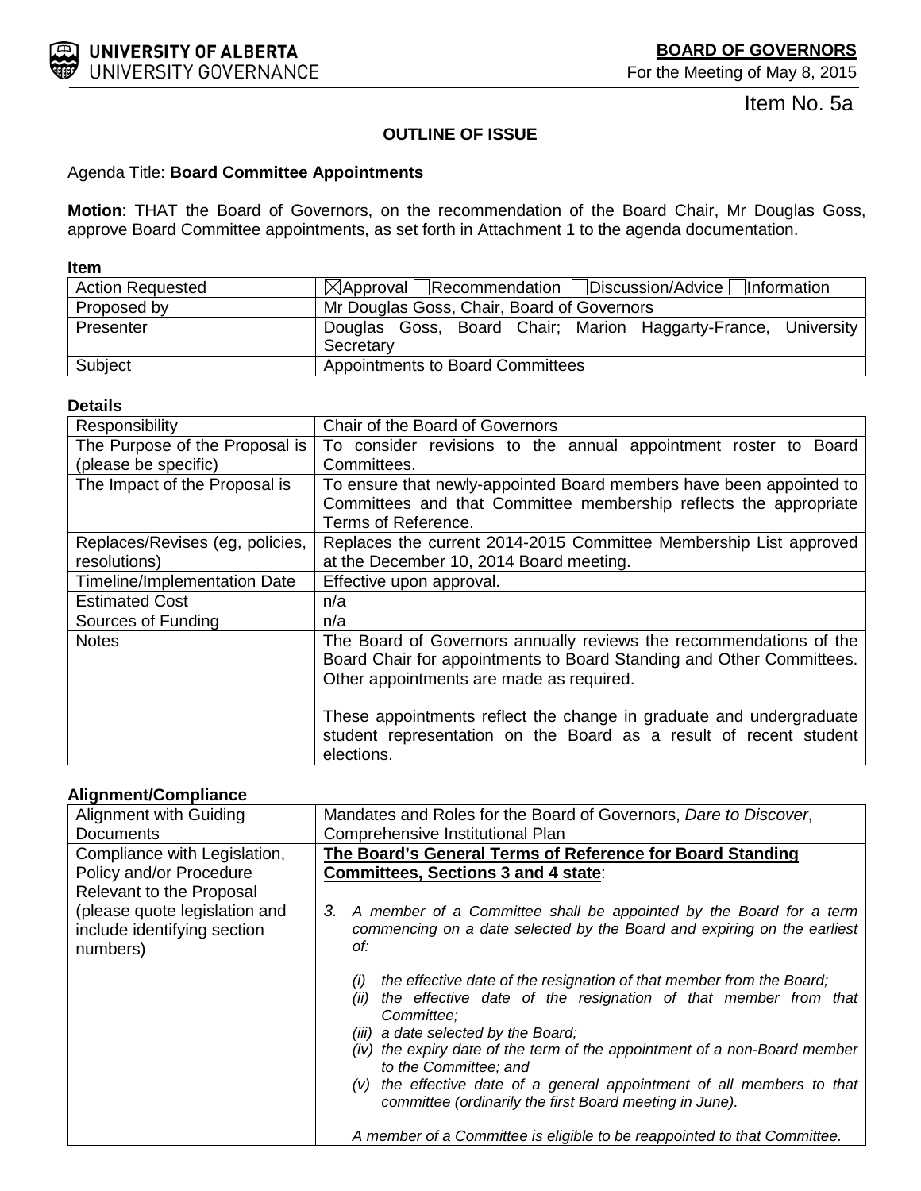UNIVERSITY OF ALBERTA
UNIVERSITY GOVERNANCE

**BOARD OF GOVERNORS**
For the Meeting of May 8, 2015

Item No. 5a

**OUTLINE OF ISSUE**

Agenda Title: **Board Committee Appointments**

**Motion**: THAT the Board of Governors, on the recommendation of the Board Chair, Mr Douglas Goss, approve Board Committee appointments, as set forth in Attachment 1 to the agenda documentation.

**Item**

| | |
|---|---|
| Action Requested | ☒Approval ☐Recommendation ☐Discussion/Advice ☐Information |
| Proposed by | Mr Douglas Goss, Chair, Board of Governors |
| Presenter | Douglas Goss, Board Chair; Marion Haggarty-France, University Secretary |
| Subject | Appointments to Board Committees |

**Details**

| | |
|---|---|
| Responsibility | Chair of the Board of Governors |
| The Purpose of the Proposal is (please be specific) | To consider revisions to the annual appointment roster to Board Committees. |
| The Impact of the Proposal is | To ensure that newly-appointed Board members have been appointed to Committees and that Committee membership reflects the appropriate Terms of Reference. |
| Replaces/Revises (eg, policies, resolutions) | Replaces the current 2014-2015 Committee Membership List approved at the December 10, 2014 Board meeting. |
| Timeline/Implementation Date | Effective upon approval. |
| Estimated Cost | n/a |
| Sources of Funding | n/a |
| Notes | The Board of Governors annually reviews the recommendations of the Board Chair for appointments to Board Standing and Other Committees. Other appointments are made as required.<br><br>These appointments reflect the change in graduate and undergraduate student representation on the Board as a result of recent student elections. |

**Alignment/Compliance**

| | |
|---|---|
| Alignment with Guiding Documents | Mandates and Roles for the Board of Governors, *Dare to Discover*, Comprehensive Institutional Plan |
| Compliance with Legislation, Policy and/or Procedure Relevant to the Proposal (please quote legislation and include identifying section numbers) | **The Board's General Terms of Reference for Board Standing Committees, Sections 3 and 4 state**:<br><br>*3. A member of a Committee shall be appointed by the Board for a term commencing on a date selected by the Board and expiring on the earliest of:*<br><br>*(i) the effective date of the resignation of that member from the Board;*<br>*(ii) the effective date of the resignation of that member from that Committee;*<br>*(iii) a date selected by the Board;*<br>*(iv) the expiry date of the term of the appointment of a non-Board member to the Committee; and*<br>*(v) the effective date of a general appointment of all members to that committee (ordinarily the first Board meeting in June).*<br><br>*A member of a Committee is eligible to be reappointed to that Committee.* |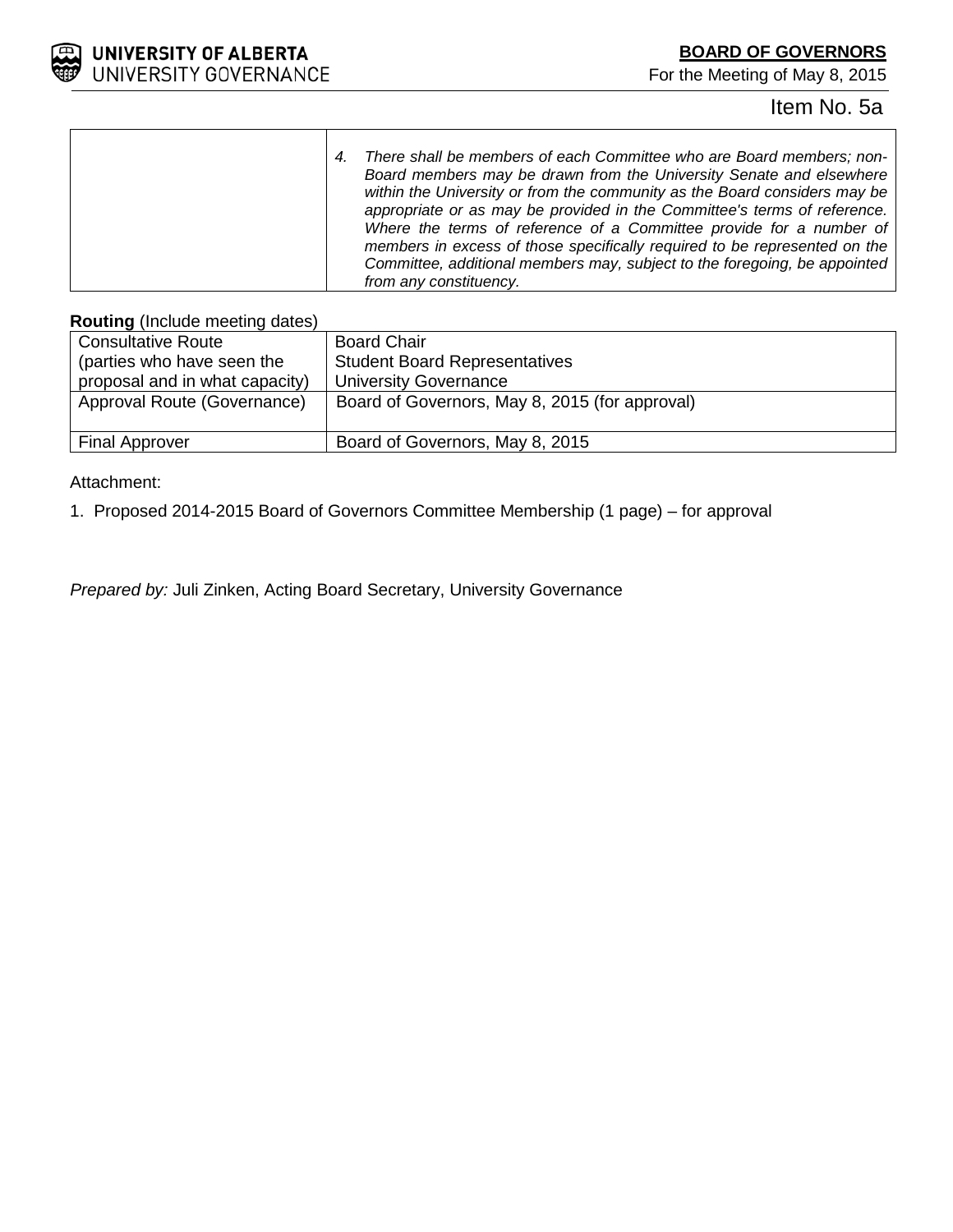Item No. 5a

| | 4. *There shall be members of each Committee who are Board members; non-Board members may be drawn from the University Senate and elsewhere within the University or from the community as the Board considers may be appropriate or as may be provided in the Committee's terms of reference. Where the terms of reference of a Committee provide for a number of members in excess of those specifically required to be represented on the Committee, additional members may, subject to the foregoing, be appointed from any constituency.* |
|---|---|

**Routing** (Include meeting dates)

| Consultative Route (parties who have seen the proposal and in what capacity) | Board Chair<br>Student Board Representatives<br>University Governance |
|---|---|
| Approval Route (Governance) | Board of Governors, May 8, 2015 (for approval) |
| Final Approver | Board of Governors, May 8, 2015 |

Attachment:

1. Proposed 2014-2015 Board of Governors Committee Membership (1 page) – for approval

*Prepared by:* Juli Zinken, Acting Board Secretary, University Governance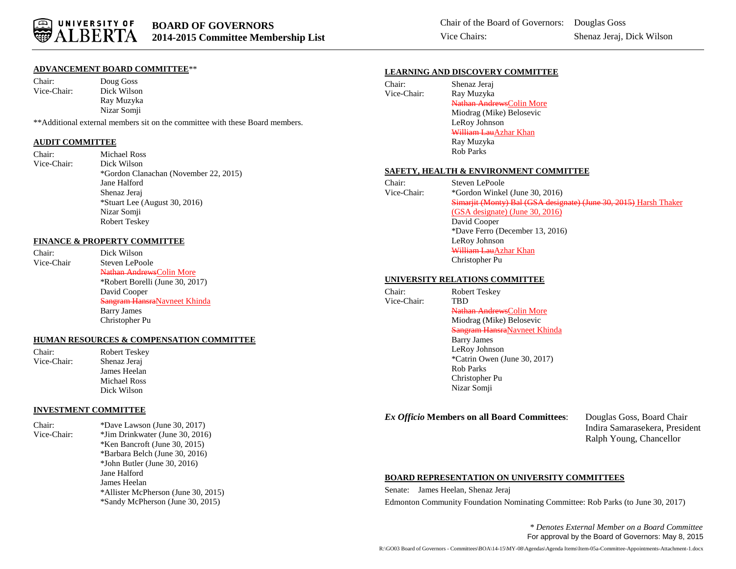# BOARD OF GOVERNORS
## 2014-2015 Committee Membership List

Chair of the Board of Governors: Douglas Goss
Vice Chairs: Shenaz Jeraj, Dick Wilson

### ADVANCEMENT BOARD COMMITTEE**

Chair: Doug Goss
Vice-Chair: Dick Wilson
Ray Muzyka
Nizar Somji

**Additional external members sit on the committee with these Board members.

### AUDIT COMMITTEE

Chair: Michael Ross
Vice-Chair: Dick Wilson
*Gordon Clanachan (November 22, 2015)
Jane Halford
Shenaz Jeraj
*Stuart Lee (August 30, 2016)
Nizar Somji
Robert Teskey

### FINANCE & PROPERTY COMMITTEE

Chair: Dick Wilson
Vice-Chair: Steven LePoole
~~Nathan Andrews~~Colin More
*Robert Borelli (June 30, 2017)
David Cooper
~~Sangram Hansra~~Navneet Khinda
Barry James
Christopher Pu

### HUMAN RESOURCES & COMPENSATION COMMITTEE

Chair: Robert Teskey
Vice-Chair: Shenaz Jeraj
James Heelan
Michael Ross
Dick Wilson

### INVESTMENT COMMITTEE

Chair: *Dave Lawson (June 30, 2017)
Vice-Chair: *Jim Drinkwater (June 30, 2016)
*Ken Bancroft (June 30, 2015)
*Barbara Belch (June 30, 2016)
*John Butler (June 30, 2016)
Jane Halford
James Heelan
*Allister McPherson (June 30, 2015)
*Sandy McPherson (June 30, 2015)

### LEARNING AND DISCOVERY COMMITTEE

Chair: Shenaz Jeraj
Vice-Chair: Ray Muzyka
~~Nathan Andrews~~Colin More
Miodrag (Mike) Belosevic
LeRoy Johnson
~~William Lau~~Azhar Khan
Ray Muzyka
Rob Parks

### SAFETY, HEALTH & ENVIRONMENT COMMITTEE

Chair: Steven LePoole
Vice-Chair: *Gordon Winkel (June 30, 2016)
~~Simarjit (Monty) Bal (GSA designate) (June 30, 2015)~~ Harsh Thaker (GSA designate) (June 30, 2016)
David Cooper
*Dave Ferro (December 13, 2016)
LeRoy Johnson
~~William Lau~~Azhar Khan
Christopher Pu

### UNIVERSITY RELATIONS COMMITTEE

Chair: Robert Teskey
Vice-Chair: TBD
~~Nathan Andrews~~Colin More
Miodrag (Mike) Belosevic
~~Sangram Hansra~~Navneet Khinda
Barry James
LeRoy Johnson
*Catrin Owen (June 30, 2017)
Rob Parks
Christopher Pu
Nizar Somji

***Ex Officio* Members on all Board Committees**: Douglas Goss, Board Chair; Indira Samarasekera, President; Ralph Young, Chancellor

### BOARD REPRESENTATION ON UNIVERSITY COMMITTEES

Senate: James Heelan, Shenaz Jeraj

Edmonton Community Foundation Nominating Committee: Rob Parks (to June 30, 2017)

*\* Denotes External Member on a Board Committee*

For approval by the Board of Governors: May 8, 2015

R:\GO03 Board of Governors - Committees\BOA\14-15\MY-08\Agendas\Agenda Items\Item-05a-Committee-Appointments-Attachment-1.docx